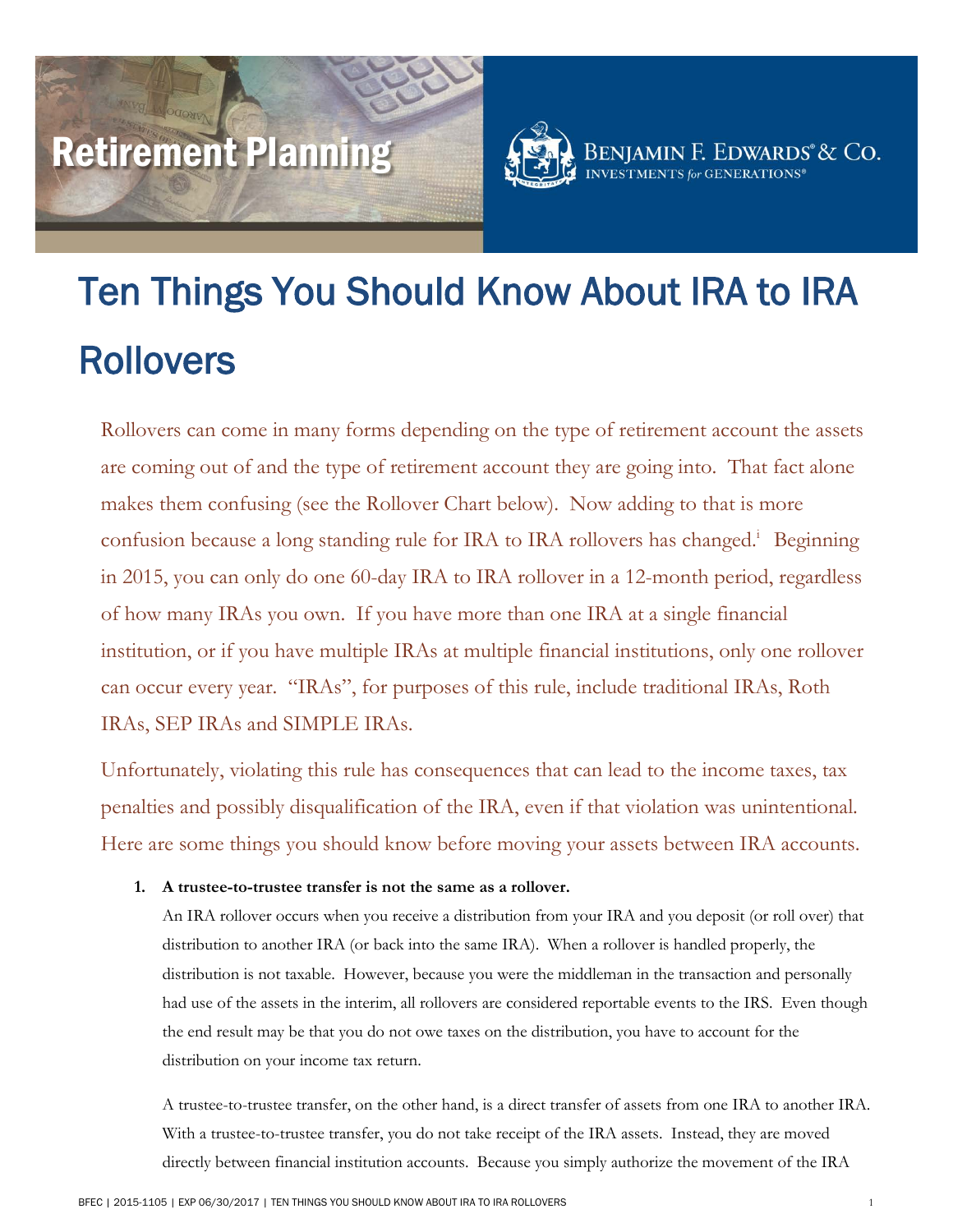Retirement Planning

BENJAMIN F. EDWARDS® & CO.
INVESTMENTS *for* GENERATIONS®

# Ten Things You Should Know About IRA to IRA Rollovers

Rollovers can come in many forms depending on the type of retirement account the assets are coming out of and the type of retirement account they are going into. That fact alone makes them confusing (see the Rollover Chart below). Now adding to that is more confusion because a long standing rule for IRA to IRA rollovers has changed.[i] Beginning in 2015, you can only do one 60-day IRA to IRA rollover in a 12-month period, regardless of how many IRAs you own. If you have more than one IRA at a single financial institution, or if you have multiple IRAs at multiple financial institutions, only one rollover can occur every year. "IRAs", for purposes of this rule, include traditional IRAs, Roth IRAs, SEP IRAs and SIMPLE IRAs.

Unfortunately, violating this rule has consequences that can lead to the income taxes, tax penalties and possibly disqualification of the IRA, even if that violation was unintentional. Here are some things you should know before moving your assets between IRA accounts.

1. **A trustee-to-trustee transfer is not the same as a rollover.**

   An IRA rollover occurs when you receive a distribution from your IRA and you deposit (or roll over) that distribution to another IRA (or back into the same IRA). When a rollover is handled properly, the distribution is not taxable. However, because you were the middleman in the transaction and personally had use of the assets in the interim, all rollovers are considered reportable events to the IRS. Even though the end result may be that you do not owe taxes on the distribution, you have to account for the distribution on your income tax return.

   A trustee-to-trustee transfer, on the other hand, is a direct transfer of assets from one IRA to another IRA. With a trustee-to-trustee transfer, you do not take receipt of the IRA assets. Instead, they are moved directly between financial institution accounts. Because you simply authorize the movement of the IRA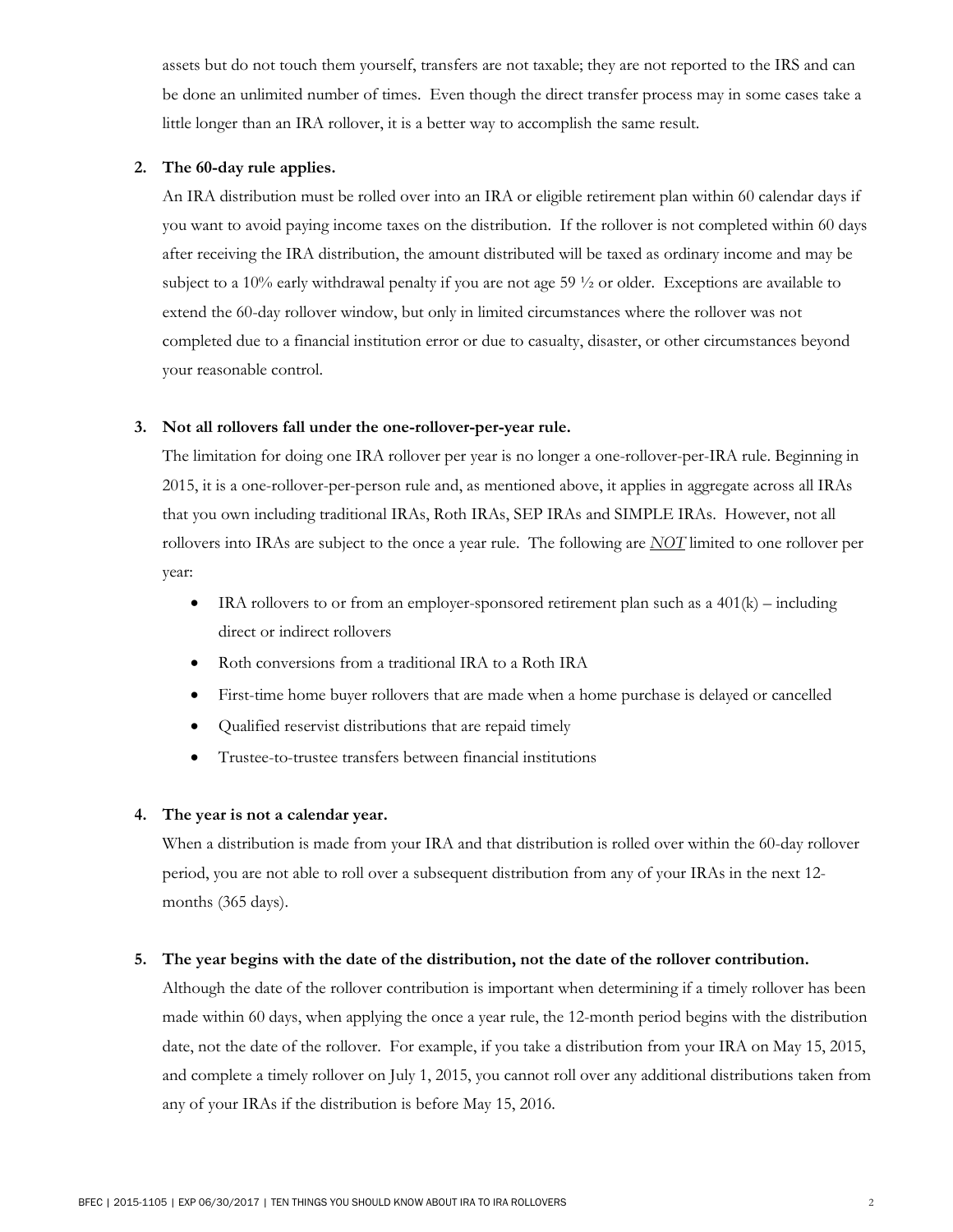assets but do not touch them yourself, transfers are not taxable; they are not reported to the IRS and can be done an unlimited number of times. Even though the direct transfer process may in some cases take a little longer than an IRA rollover, it is a better way to accomplish the same result.

2. **The 60-day rule applies.**

   An IRA distribution must be rolled over into an IRA or eligible retirement plan within 60 calendar days if you want to avoid paying income taxes on the distribution. If the rollover is not completed within 60 days after receiving the IRA distribution, the amount distributed will be taxed as ordinary income and may be subject to a 10% early withdrawal penalty if you are not age 59 ½ or older. Exceptions are available to extend the 60-day rollover window, but only in limited circumstances where the rollover was not completed due to a financial institution error or due to casualty, disaster, or other circumstances beyond your reasonable control.

3. **Not all rollovers fall under the one-rollover-per-year rule.**

   The limitation for doing one IRA rollover per year is no longer a one-rollover-per-IRA rule. Beginning in 2015, it is a one-rollover-per-person rule and, as mentioned above, it applies in aggregate across all IRAs that you own including traditional IRAs, Roth IRAs, SEP IRAs and SIMPLE IRAs. However, not all rollovers into IRAs are subject to the once a year rule. The following are *NOT* limited to one rollover per year:

   - IRA rollovers to or from an employer-sponsored retirement plan such as a 401(k) – including direct or indirect rollovers
   - Roth conversions from a traditional IRA to a Roth IRA
   - First-time home buyer rollovers that are made when a home purchase is delayed or cancelled
   - Qualified reservist distributions that are repaid timely
   - Trustee-to-trustee transfers between financial institutions

4. **The year is not a calendar year.**

   When a distribution is made from your IRA and that distribution is rolled over within the 60-day rollover period, you are not able to roll over a subsequent distribution from any of your IRAs in the next 12-months (365 days).

5. **The year begins with the date of the distribution, not the date of the rollover contribution.**

   Although the date of the rollover contribution is important when determining if a timely rollover has been made within 60 days, when applying the once a year rule, the 12-month period begins with the distribution date, not the date of the rollover. For example, if you take a distribution from your IRA on May 15, 2015, and complete a timely rollover on July 1, 2015, you cannot roll over any additional distributions taken from any of your IRAs if the distribution is before May 15, 2016.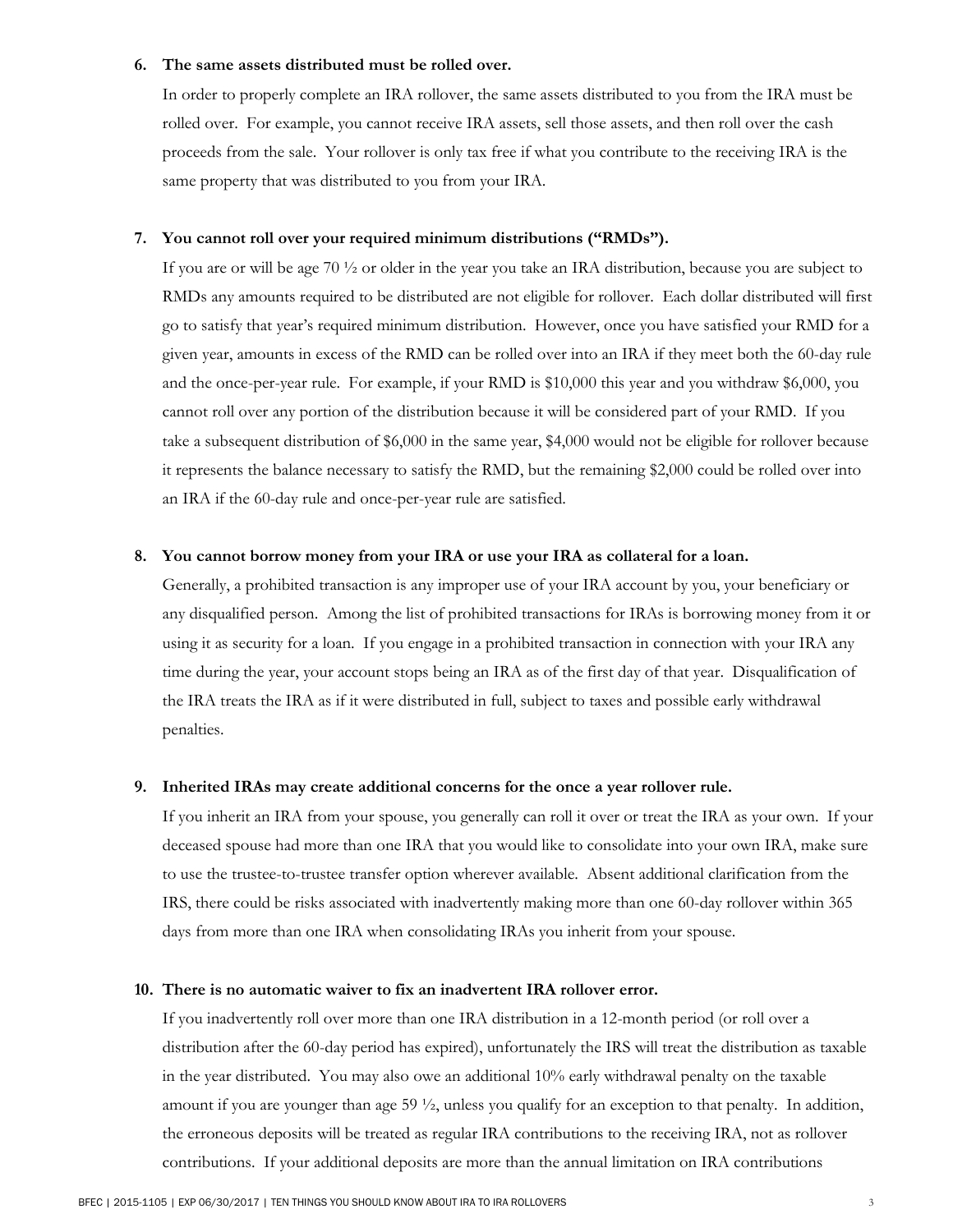**6. The same assets distributed must be rolled over.**

In order to properly complete an IRA rollover, the same assets distributed to you from the IRA must be rolled over. For example, you cannot receive IRA assets, sell those assets, and then roll over the cash proceeds from the sale. Your rollover is only tax free if what you contribute to the receiving IRA is the same property that was distributed to you from your IRA.

**7. You cannot roll over your required minimum distributions ("RMDs").**

If you are or will be age 70 ½ or older in the year you take an IRA distribution, because you are subject to RMDs any amounts required to be distributed are not eligible for rollover. Each dollar distributed will first go to satisfy that year's required minimum distribution. However, once you have satisfied your RMD for a given year, amounts in excess of the RMD can be rolled over into an IRA if they meet both the 60-day rule and the once-per-year rule. For example, if your RMD is $10,000 this year and you withdraw $6,000, you cannot roll over any portion of the distribution because it will be considered part of your RMD. If you take a subsequent distribution of $6,000 in the same year, $4,000 would not be eligible for rollover because it represents the balance necessary to satisfy the RMD, but the remaining $2,000 could be rolled over into an IRA if the 60-day rule and once-per-year rule are satisfied.

**8. You cannot borrow money from your IRA or use your IRA as collateral for a loan.**

Generally, a prohibited transaction is any improper use of your IRA account by you, your beneficiary or any disqualified person. Among the list of prohibited transactions for IRAs is borrowing money from it or using it as security for a loan. If you engage in a prohibited transaction in connection with your IRA any time during the year, your account stops being an IRA as of the first day of that year. Disqualification of the IRA treats the IRA as if it were distributed in full, subject to taxes and possible early withdrawal penalties.

**9. Inherited IRAs may create additional concerns for the once a year rollover rule.**

If you inherit an IRA from your spouse, you generally can roll it over or treat the IRA as your own. If your deceased spouse had more than one IRA that you would like to consolidate into your own IRA, make sure to use the trustee-to-trustee transfer option wherever available. Absent additional clarification from the IRS, there could be risks associated with inadvertently making more than one 60-day rollover within 365 days from more than one IRA when consolidating IRAs you inherit from your spouse.

**10. There is no automatic waiver to fix an inadvertent IRA rollover error.**

If you inadvertently roll over more than one IRA distribution in a 12-month period (or roll over a distribution after the 60-day period has expired), unfortunately the IRS will treat the distribution as taxable in the year distributed. You may also owe an additional 10% early withdrawal penalty on the taxable amount if you are younger than age 59 ½, unless you qualify for an exception to that penalty. In addition, the erroneous deposits will be treated as regular IRA contributions to the receiving IRA, not as rollover contributions. If your additional deposits are more than the annual limitation on IRA contributions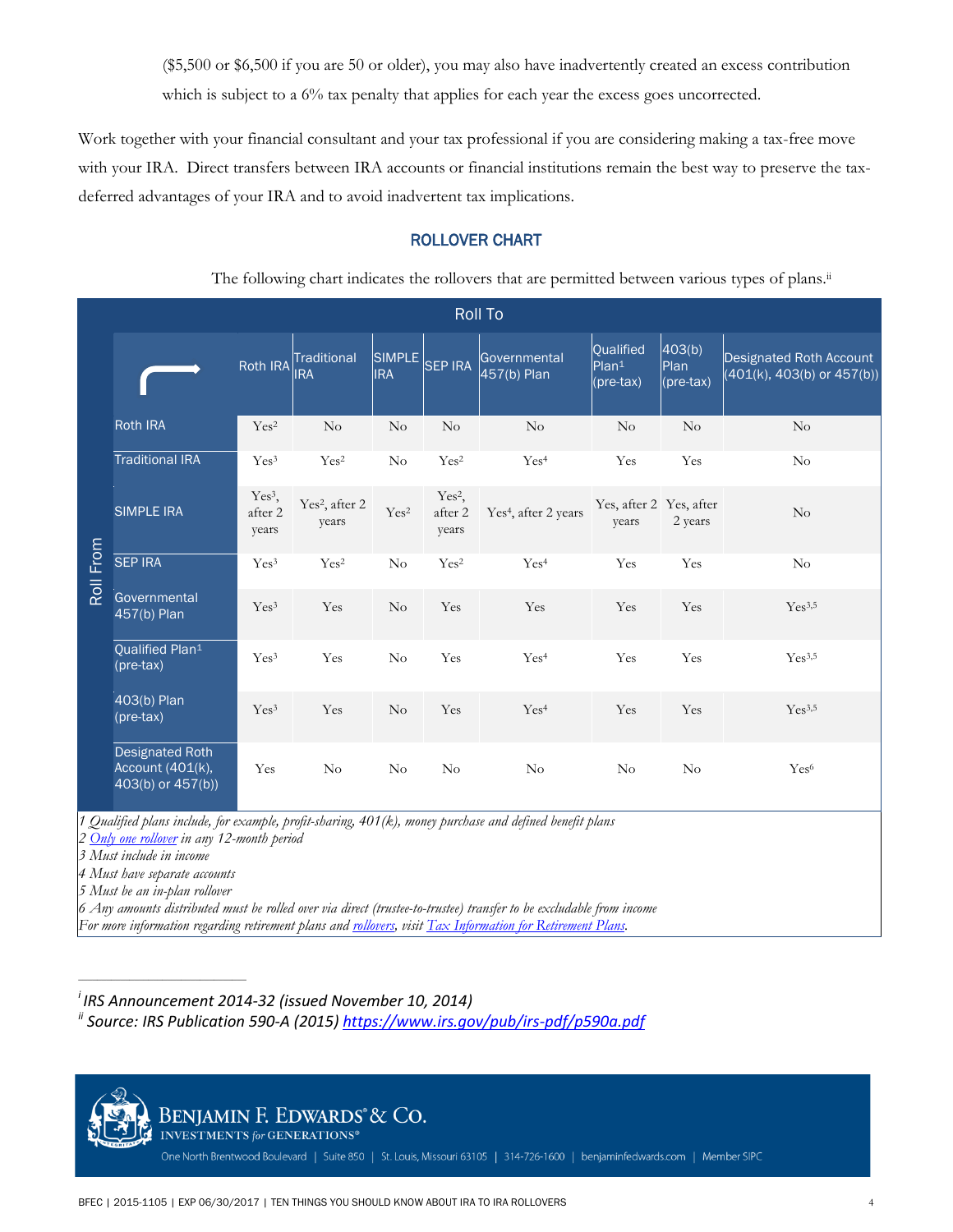($5,500 or $6,500 if you are 50 or older), you may also have inadvertently created an excess contribution which is subject to a 6% tax penalty that applies for each year the excess goes uncorrected.

Work together with your financial consultant and your tax professional if you are considering making a tax-free move with your IRA. Direct transfers between IRA accounts or financial institutions remain the best way to preserve the tax-deferred advantages of your IRA and to avoid inadvertent tax implications.

## ROLLOVER CHART

The following chart indicates the rollovers that are permitted between various types of plans.[ii]

| Roll From \ Roll To | Roth IRA | Traditional IRA | SIMPLE IRA | SEP IRA | Governmental 457(b) Plan | Qualified Plan[1] (pre-tax) | 403(b) Plan (pre-tax) | Designated Roth Account (401(k), 403(b) or 457(b)) |
|---|---|---|---|---|---|---|---|---|
| Roth IRA | Yes[2] | No | No | No | No | No | No | No |
| Traditional IRA | Yes[3] | Yes[2] | No | Yes[2] | Yes[4] | Yes | Yes | No |
| SIMPLE IRA | Yes[3], after 2 years | Yes[2], after 2 years | Yes[2] | Yes[2], after 2 years | Yes[4], after 2 years | Yes, after 2 years | Yes, after 2 years | No |
| SEP IRA | Yes[3] | Yes[2] | No | Yes[2] | Yes[4] | Yes | Yes | No |
| Governmental 457(b) Plan | Yes[3] | Yes | No | Yes | Yes | Yes | Yes | Yes[3,5] |
| Qualified Plan[1] (pre-tax) | Yes[3] | Yes | No | Yes | Yes[4] | Yes | Yes | Yes[3,5] |
| 403(b) Plan (pre-tax) | Yes[3] | Yes | No | Yes | Yes[4] | Yes | Yes | Yes[3,5] |
| Designated Roth Account (401(k), 403(b) or 457(b)) | Yes | No | No | No | No | No | No | Yes[6] |

*1 Qualified plans include, for example, profit-sharing, 401(k), money purchase and defined benefit plans*
*2 Only one rollover in any 12-month period*
*3 Must include in income*
*4 Must have separate accounts*
*5 Must be an in-plan rollover*
*6 Any amounts distributed must be rolled over via direct (trustee-to-trustee) transfer to be excludable from income*
*For more information regarding retirement plans and rollovers, visit Tax Information for Retirement Plans.*

---

*[i] IRS Announcement 2014-32 (issued November 10, 2014)*
*[ii] Source: IRS Publication 590-A (2015) https://www.irs.gov/pub/irs-pdf/p590a.pdf*

BENJAMIN F. EDWARDS® & CO.
INVESTMENTS for GENERATIONS®
One North Brentwood Boulevard | Suite 850 | St. Louis, Missouri 63105 | 314-726-1600 | benjaminfedwards.com | Member SIPC

BFEC | 2015-1105 | EXP 06/30/2017 | TEN THINGS YOU SHOULD KNOW ABOUT IRA TO IRA ROLLOVERS